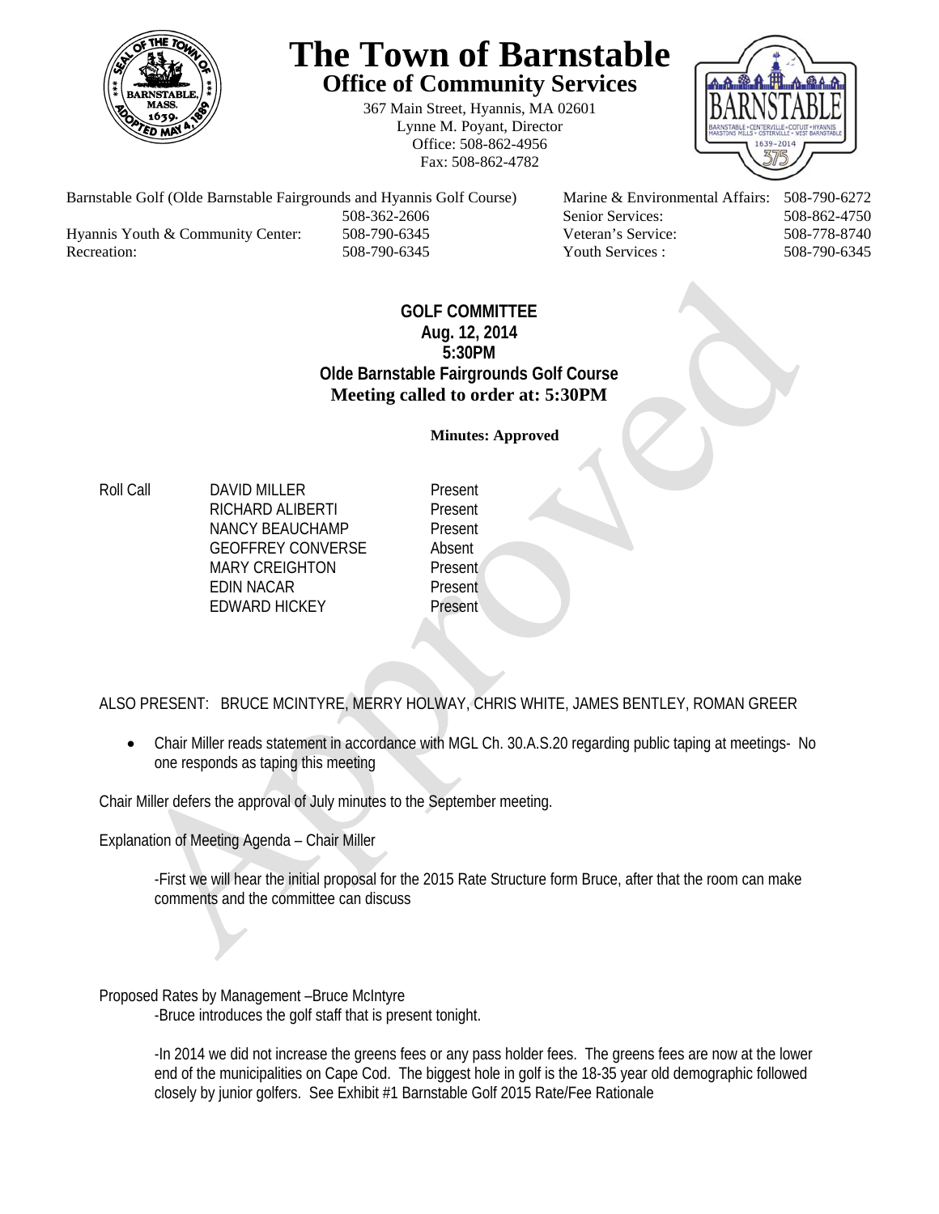# The Town of Barnstable

## Office of Community Services

367 Main Street, Hyannis, MA 02601
Lynne M. Poyant, Director
Office: 508-862-4956
Fax: 508-862-4782

| | | | |
|---|---|---|---|
| Barnstable Golf (Olde Barnstable Fairgrounds and Hyannis Golf Course) | 508-362-2606 | Marine & Environmental Affairs: | 508-790-6272 |
| | | Senior Services: | 508-862-4750 |
| Hyannis Youth & Community Center: | 508-790-6345 | Veteran's Service: | 508-778-8740 |
| Recreation: | 508-790-6345 | Youth Services : | 508-790-6345 |

**GOLF COMMITTEE**
**Aug. 12, 2014**
**5:30PM**
**Olde Barnstable Fairgrounds Golf Course**
**Meeting called to order at: 5:30PM**

**Minutes: Approved**

| Roll Call | | |
|---|---|---|
| | DAVID MILLER | Present |
| | RICHARD ALIBERTI | Present |
| | NANCY BEAUCHAMP | Present |
| | GEOFFREY CONVERSE | Absent |
| | MARY CREIGHTON | Present |
| | EDIN NACAR | Present |
| | EDWARD HICKEY | Present |

ALSO PRESENT: BRUCE MCINTYRE, MERRY HOLWAY, CHRIS WHITE, JAMES BENTLEY, ROMAN GREER

- Chair Miller reads statement in accordance with MGL Ch. 30.A.S.20 regarding public taping at meetings- No one responds as taping this meeting

Chair Miller defers the approval of July minutes to the September meeting.

Explanation of Meeting Agenda – Chair Miller

-First we will hear the initial proposal for the 2015 Rate Structure form Bruce, after that the room can make comments and the committee can discuss

Proposed Rates by Management –Bruce McIntyre

-Bruce introduces the golf staff that is present tonight.

-In 2014 we did not increase the greens fees or any pass holder fees. The greens fees are now at the lower end of the municipalities on Cape Cod. The biggest hole in golf is the 18-35 year old demographic followed closely by junior golfers. See Exhibit #1 Barnstable Golf 2015 Rate/Fee Rationale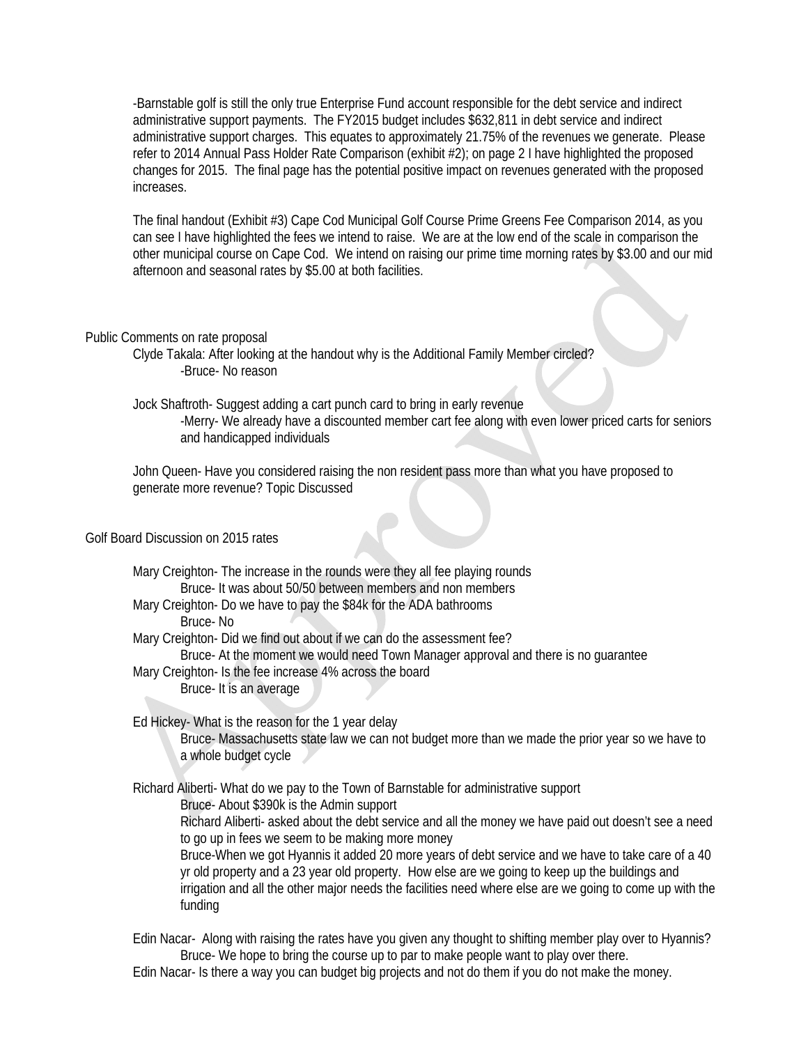-Barnstable golf is still the only true Enterprise Fund account responsible for the debt service and indirect administrative support payments. The FY2015 budget includes $632,811 in debt service and indirect administrative support charges. This equates to approximately 21.75% of the revenues we generate. Please refer to 2014 Annual Pass Holder Rate Comparison (exhibit #2); on page 2 I have highlighted the proposed changes for 2015. The final page has the potential positive impact on revenues generated with the proposed increases.

The final handout (Exhibit #3) Cape Cod Municipal Golf Course Prime Greens Fee Comparison 2014, as you can see I have highlighted the fees we intend to raise. We are at the low end of the scale in comparison the other municipal course on Cape Cod. We intend on raising our prime time morning rates by $3.00 and our mid afternoon and seasonal rates by $5.00 at both facilities.

Public Comments on rate proposal

Clyde Takala: After looking at the handout why is the Additional Family Member circled?
-Bruce- No reason

Jock Shaftroth- Suggest adding a cart punch card to bring in early revenue
-Merry- We already have a discounted member cart fee along with even lower priced carts for seniors and handicapped individuals

John Queen- Have you considered raising the non resident pass more than what you have proposed to generate more revenue? Topic Discussed

Golf Board Discussion on 2015 rates

Mary Creighton- The increase in the rounds were they all fee playing rounds
Bruce- It was about 50/50 between members and non members
Mary Creighton- Do we have to pay the $84k for the ADA bathrooms
Bruce- No
Mary Creighton- Did we find out about if we can do the assessment fee?
Bruce- At the moment we would need Town Manager approval and there is no guarantee
Mary Creighton- Is the fee increase 4% across the board
Bruce- It is an average

Ed Hickey- What is the reason for the 1 year delay
Bruce- Massachusetts state law we can not budget more than we made the prior year so we have to a whole budget cycle

Richard Aliberti- What do we pay to the Town of Barnstable for administrative support
Bruce- About $390k is the Admin support
Richard Aliberti- asked about the debt service and all the money we have paid out doesn't see a need to go up in fees we seem to be making more money
Bruce-When we got Hyannis it added 20 more years of debt service and we have to take care of a 40 yr old property and a 23 year old property. How else are we going to keep up the buildings and irrigation and all the other major needs the facilities need where else are we going to come up with the funding

Edin Nacar- Along with raising the rates have you given any thought to shifting member play over to Hyannis?
Bruce- We hope to bring the course up to par to make people want to play over there.
Edin Nacar- Is there a way you can budget big projects and not do them if you do not make the money.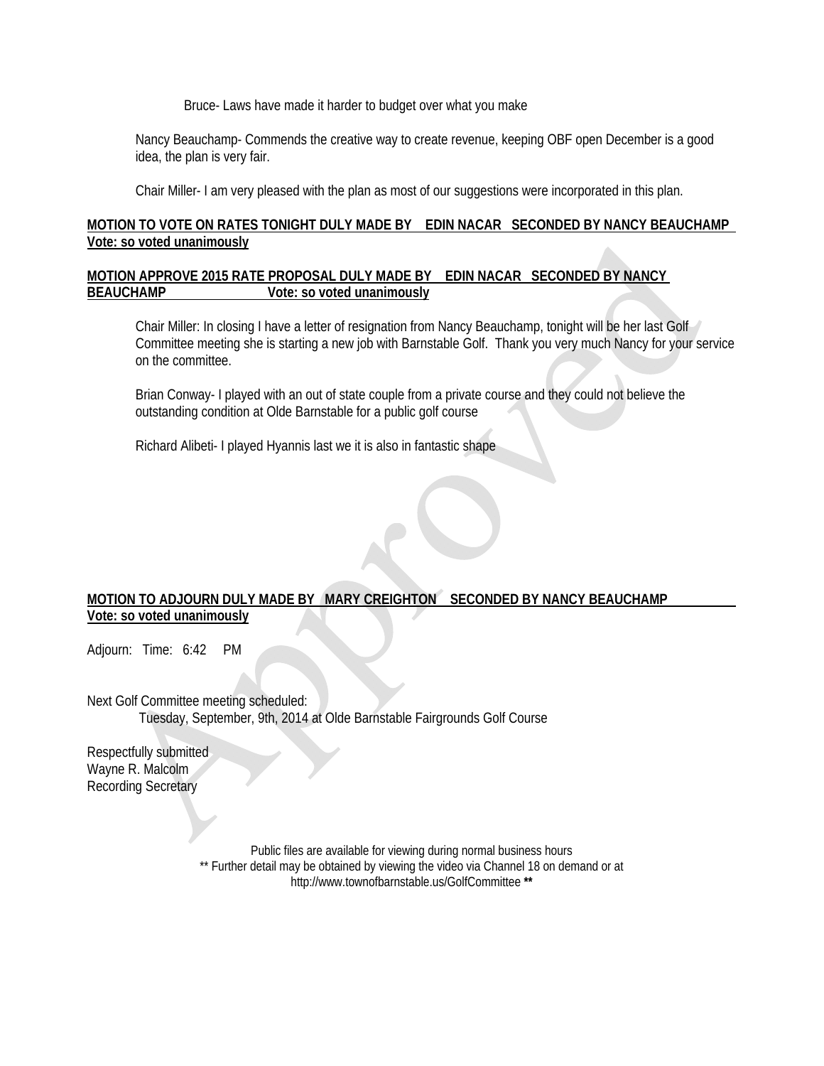Bruce- Laws have made it harder to budget over what you make

Nancy Beauchamp- Commends the creative way to create revenue, keeping OBF open December is a good idea, the plan is very fair.

Chair Miller- I am very pleased with the plan as most of our suggestions were incorporated in this plan.

**MOTION TO VOTE ON RATES TONIGHT DULY MADE BY EDIN NACAR SECONDED BY NANCY BEAUCHAMP**
**Vote: so voted unanimously**

**MOTION APPROVE 2015 RATE PROPOSAL DULY MADE BY EDIN NACAR SECONDED BY NANCY BEAUCHAMP Vote: so voted unanimously**

Chair Miller: In closing I have a letter of resignation from Nancy Beauchamp, tonight will be her last Golf Committee meeting she is starting a new job with Barnstable Golf. Thank you very much Nancy for your service on the committee.

Brian Conway- I played with an out of state couple from a private course and they could not believe the outstanding condition at Olde Barnstable for a public golf course

Richard Alibeti- I played Hyannis last we it is also in fantastic shape

**MOTION TO ADJOURN DULY MADE BY MARY CREIGHTON SECONDED BY NANCY BEAUCHAMP**
**Vote: so voted unanimously**

Adjourn: Time: 6:42 PM

Next Golf Committee meeting scheduled:
Tuesday, September, 9th, 2014 at Olde Barnstable Fairgrounds Golf Course

Respectfully submitted
Wayne R. Malcolm
Recording Secretary

Public files are available for viewing during normal business hours
** Further detail may be obtained by viewing the video via Channel 18 on demand or at http://www.townofbarnstable.us/GolfCommittee **